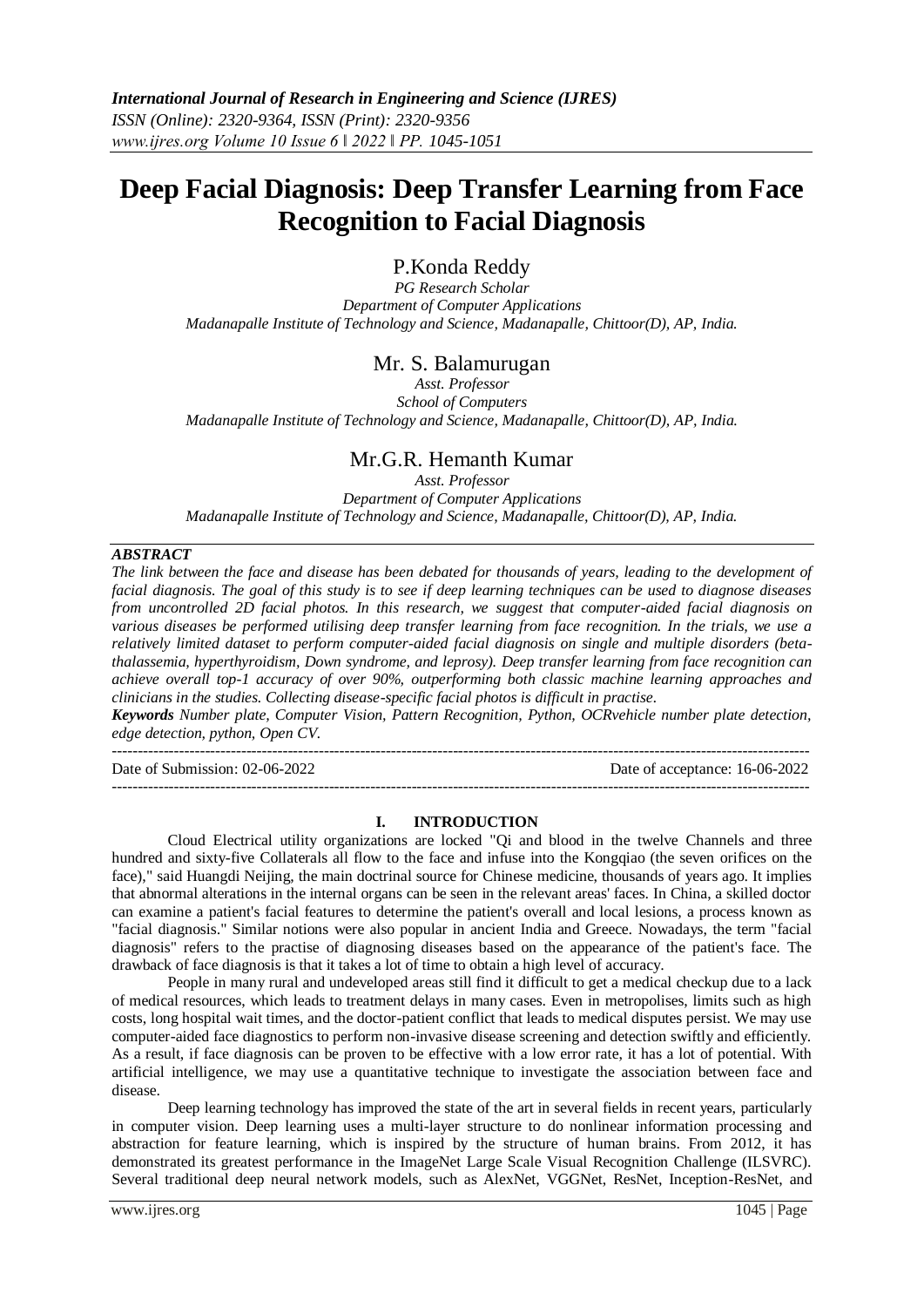# Deep Facial Diagnosis: Deep Transfer Learning from Face Recognition to Facial Diagnosis

## P.Konda Reddy

*PG Research Scholar*
*Department of Computer Applications*
*Madanapalle Institute of Technology and Science, Madanapalle, Chittoor(D), AP, India.*

## Mr. S. Balamurugan

*Asst. Professor*
*School of Computers*
*Madanapalle Institute of Technology and Science, Madanapalle, Chittoor(D), AP, India.*

## Mr.G.R. Hemanth Kumar

*Asst. Professor*
*Department of Computer Applications*
*Madanapalle Institute of Technology and Science, Madanapalle, Chittoor(D), AP, India.*

***ABSTRACT***

*The link between the face and disease has been debated for thousands of years, leading to the development of facial diagnosis. The goal of this study is to see if deep learning techniques can be used to diagnose diseases from uncontrolled 2D facial photos. In this research, we suggest that computer-aided facial diagnosis on various diseases be performed utilising deep transfer learning from face recognition. In the trials, we use a relatively limited dataset to perform computer-aided facial diagnosis on single and multiple disorders (beta-thalassemia, hyperthyroidism, Down syndrome, and leprosy). Deep transfer learning from face recognition can achieve overall top-1 accuracy of over 90%, outperforming both classic machine learning approaches and clinicians in the studies. Collecting disease-specific facial photos is difficult in practise.*

***Keywords*** *Number plate, Computer Vision, Pattern Recognition, Python, OCRvehicle number plate detection, edge detection, python, Open CV.*

---

Date of Submission: 02-06-2022 &nbsp;&nbsp;&nbsp;&nbsp;&nbsp;&nbsp;&nbsp;&nbsp; Date of acceptance: 16-06-2022

---

## I. INTRODUCTION

Cloud Electrical utility organizations are locked "Qi and blood in the twelve Channels and three hundred and sixty-five Collaterals all flow to the face and infuse into the Kongqiao (the seven orifices on the face)," said Huangdi Neijing, the main doctrinal source for Chinese medicine, thousands of years ago. It implies that abnormal alterations in the internal organs can be seen in the relevant areas' faces. In China, a skilled doctor can examine a patient's facial features to determine the patient's overall and local lesions, a process known as "facial diagnosis." Similar notions were also popular in ancient India and Greece. Nowadays, the term "facial diagnosis" refers to the practise of diagnosing diseases based on the appearance of the patient's face. The drawback of face diagnosis is that it takes a lot of time to obtain a high level of accuracy.

People in many rural and undeveloped areas still find it difficult to get a medical checkup due to a lack of medical resources, which leads to treatment delays in many cases. Even in metropolises, limits such as high costs, long hospital wait times, and the doctor-patient conflict that leads to medical disputes persist. We may use computer-aided face diagnostics to perform non-invasive disease screening and detection swiftly and efficiently. As a result, if face diagnosis can be proven to be effective with a low error rate, it has a lot of potential. With artificial intelligence, we may use a quantitative technique to investigate the association between face and disease.

Deep learning technology has improved the state of the art in several fields in recent years, particularly in computer vision. Deep learning uses a multi-layer structure to do nonlinear information processing and abstraction for feature learning, which is inspired by the structure of human brains. From 2012, it has demonstrated its greatest performance in the ImageNet Large Scale Visual Recognition Challenge (ILSVRC). Several traditional deep neural network models, such as AlexNet, VGGNet, ResNet, Inception-ResNet, and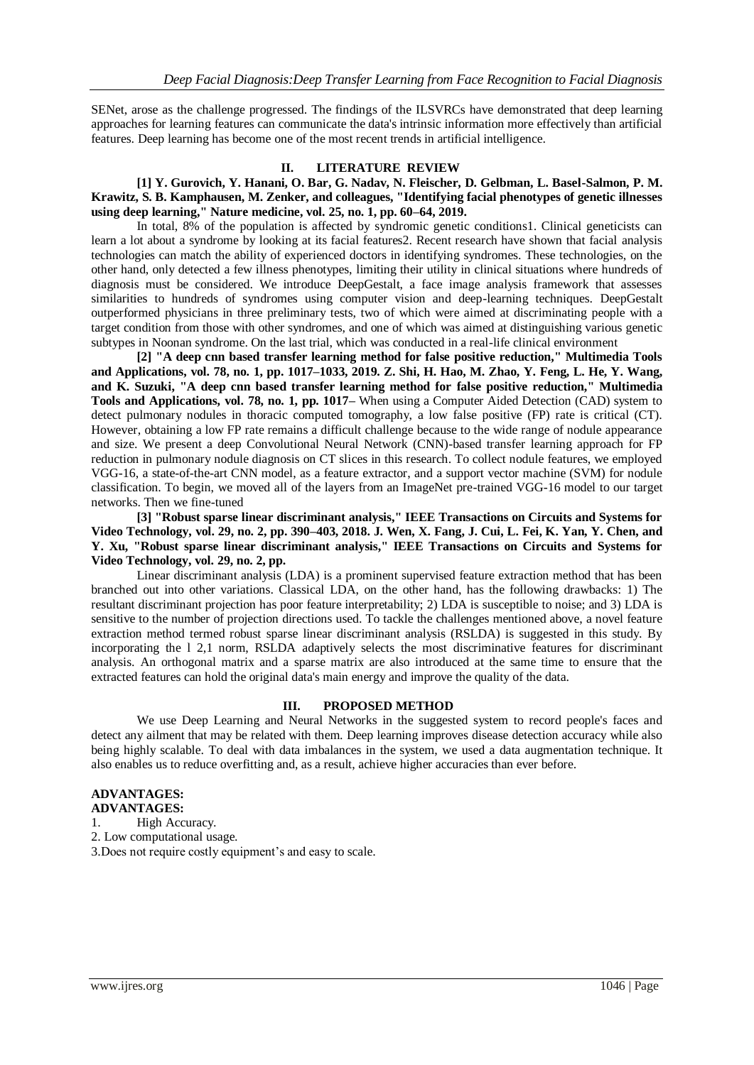SENet, arose as the challenge progressed. The findings of the ILSVRCs have demonstrated that deep learning approaches for learning features can communicate the data's intrinsic information more effectively than artificial features. Deep learning has become one of the most recent trends in artificial intelligence.

## II. LITERATURE REVIEW

**[1] Y. Gurovich, Y. Hanani, O. Bar, G. Nadav, N. Fleischer, D. Gelbman, L. Basel-Salmon, P. M. Krawitz, S. B. Kamphausen, M. Zenker, and colleagues, "Identifying facial phenotypes of genetic illnesses using deep learning," Nature medicine, vol. 25, no. 1, pp. 60–64, 2019.**

In total, 8% of the population is affected by syndromic genetic conditions1. Clinical geneticists can learn a lot about a syndrome by looking at its facial features2. Recent research have shown that facial analysis technologies can match the ability of experienced doctors in identifying syndromes. These technologies, on the other hand, only detected a few illness phenotypes, limiting their utility in clinical situations where hundreds of diagnosis must be considered. We introduce DeepGestalt, a face image analysis framework that assesses similarities to hundreds of syndromes using computer vision and deep-learning techniques. DeepGestalt outperformed physicians in three preliminary tests, two of which were aimed at discriminating people with a target condition from those with other syndromes, and one of which was aimed at distinguishing various genetic subtypes in Noonan syndrome. On the last trial, which was conducted in a real-life clinical environment

**[2] "A deep cnn based transfer learning method for false positive reduction," Multimedia Tools and Applications, vol. 78, no. 1, pp. 1017–1033, 2019. Z. Shi, H. Hao, M. Zhao, Y. Feng, L. He, Y. Wang, and K. Suzuki, "A deep cnn based transfer learning method for false positive reduction," Multimedia Tools and Applications, vol. 78, no. 1, pp. 1017–** When using a Computer Aided Detection (CAD) system to detect pulmonary nodules in thoracic computed tomography, a low false positive (FP) rate is critical (CT). However, obtaining a low FP rate remains a difficult challenge because to the wide range of nodule appearance and size. We present a deep Convolutional Neural Network (CNN)-based transfer learning approach for FP reduction in pulmonary nodule diagnosis on CT slices in this research. To collect nodule features, we employed VGG-16, a state-of-the-art CNN model, as a feature extractor, and a support vector machine (SVM) for nodule classification. To begin, we moved all of the layers from an ImageNet pre-trained VGG-16 model to our target networks. Then we fine-tuned

**[3] "Robust sparse linear discriminant analysis," IEEE Transactions on Circuits and Systems for Video Technology, vol. 29, no. 2, pp. 390–403, 2018. J. Wen, X. Fang, J. Cui, L. Fei, K. Yan, Y. Chen, and Y. Xu, "Robust sparse linear discriminant analysis," IEEE Transactions on Circuits and Systems for Video Technology, vol. 29, no. 2, pp.**

Linear discriminant analysis (LDA) is a prominent supervised feature extraction method that has been branched out into other variations. Classical LDA, on the other hand, has the following drawbacks: 1) The resultant discriminant projection has poor feature interpretability; 2) LDA is susceptible to noise; and 3) LDA is sensitive to the number of projection directions used. To tackle the challenges mentioned above, a novel feature extraction method termed robust sparse linear discriminant analysis (RSLDA) is suggested in this study. By incorporating the $l_{2,1}$ norm, RSLDA adaptively selects the most discriminative features for discriminant analysis. An orthogonal matrix and a sparse matrix are also introduced at the same time to ensure that the extracted features can hold the original data's main energy and improve the quality of the data.

## III. PROPOSED METHOD

We use Deep Learning and Neural Networks in the suggested system to record people's faces and detect any ailment that may be related with them. Deep learning improves disease detection accuracy while also being highly scalable. To deal with data imbalances in the system, we used a data augmentation technique. It also enables us to reduce overfitting and, as a result, achieve higher accuracies than ever before.

**ADVANTAGES:**

**ADVANTAGES:**

1. High Accuracy.
2. Low computational usage.
3. Does not require costly equipment's and easy to scale.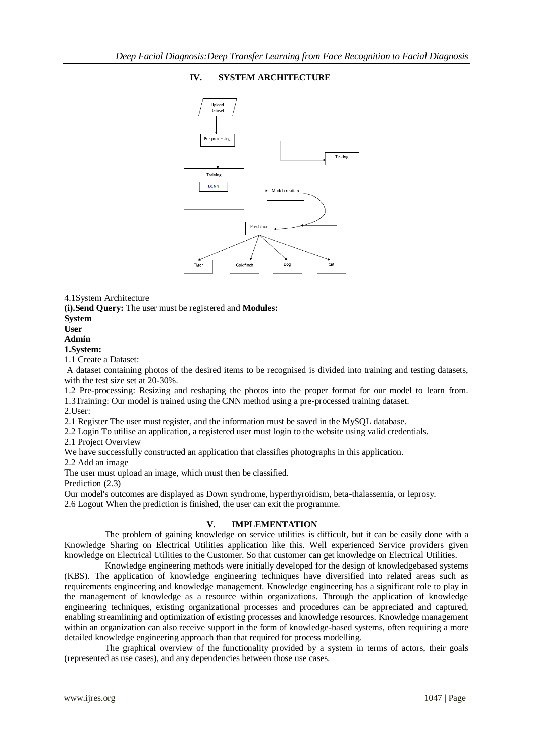## IV. SYSTEM ARCHITECTURE

4.1System Architecture

**(i).Send Query:** The user must be registered and **Modules:**

**System**

**User**

**Admin**

**1.System:**

1.1 Create a Dataset:

A dataset containing photos of the desired items to be recognised is divided into training and testing datasets, with the test size set at 20-30%.

1.2 Pre-processing: Resizing and reshaping the photos into the proper format for our model to learn from.

1.3Training: Our model is trained using the CNN method using a pre-processed training dataset.

2.User:

2.1 Register The user must register, and the information must be saved in the MySQL database.

2.2 Login To utilise an application, a registered user must login to the website using valid credentials.

2.1 Project Overview

We have successfully constructed an application that classifies photographs in this application.

2.2 Add an image

The user must upload an image, which must then be classified.

Prediction (2.3)

Our model's outcomes are displayed as Down syndrome, hyperthyroidism, beta-thalassemia, or leprosy.

2.6 Logout When the prediction is finished, the user can exit the programme.

## V. IMPLEMENTATION

The problem of gaining knowledge on service utilities is difficult, but it can be easily done with a Knowledge Sharing on Electrical Utilities application like this. Well experienced Service providers given knowledge on Electrical Utilities to the Customer. So that customer can get knowledge on Electrical Utilities.

Knowledge engineering methods were initially developed for the design of knowledgebased systems (KBS). The application of knowledge engineering techniques have diversified into related areas such as requirements engineering and knowledge management. Knowledge engineering has a significant role to play in the management of knowledge as a resource within organizations. Through the application of knowledge engineering techniques, existing organizational processes and procedures can be appreciated and captured, enabling streamlining and optimization of existing processes and knowledge resources. Knowledge management within an organization can also receive support in the form of knowledge-based systems, often requiring a more detailed knowledge engineering approach than that required for process modelling.

The graphical overview of the functionality provided by a system in terms of actors, their goals (represented as use cases), and any dependencies between those use cases.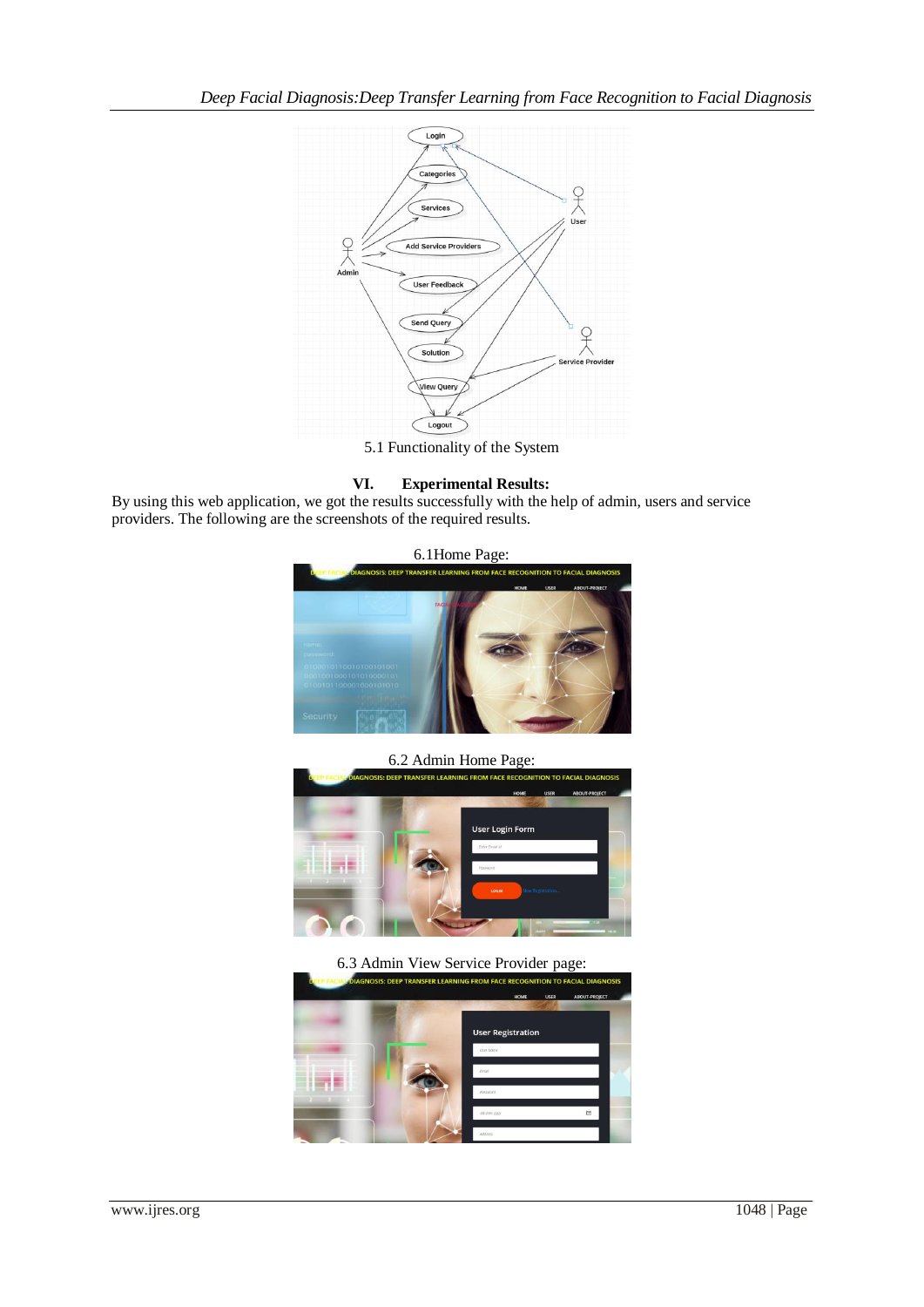5.1 Functionality of the System

## VI. Experimental Results:

By using this web application, we got the results successfully with the help of admin, users and service providers. The following are the screenshots of the required results.

6.1Home Page:

6.2 Admin Home Page:

6.3 Admin View Service Provider page: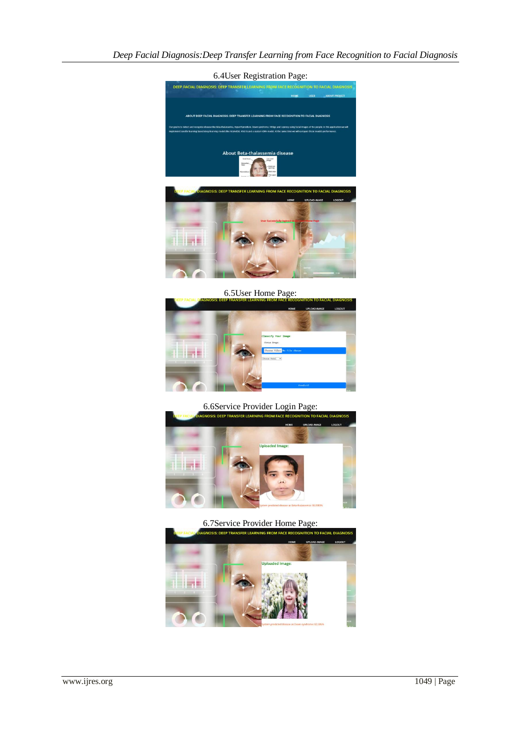6.4User Registration Page:

6.5User Home Page:

6.6Service Provider Login Page:

6.7Service Provider Home Page: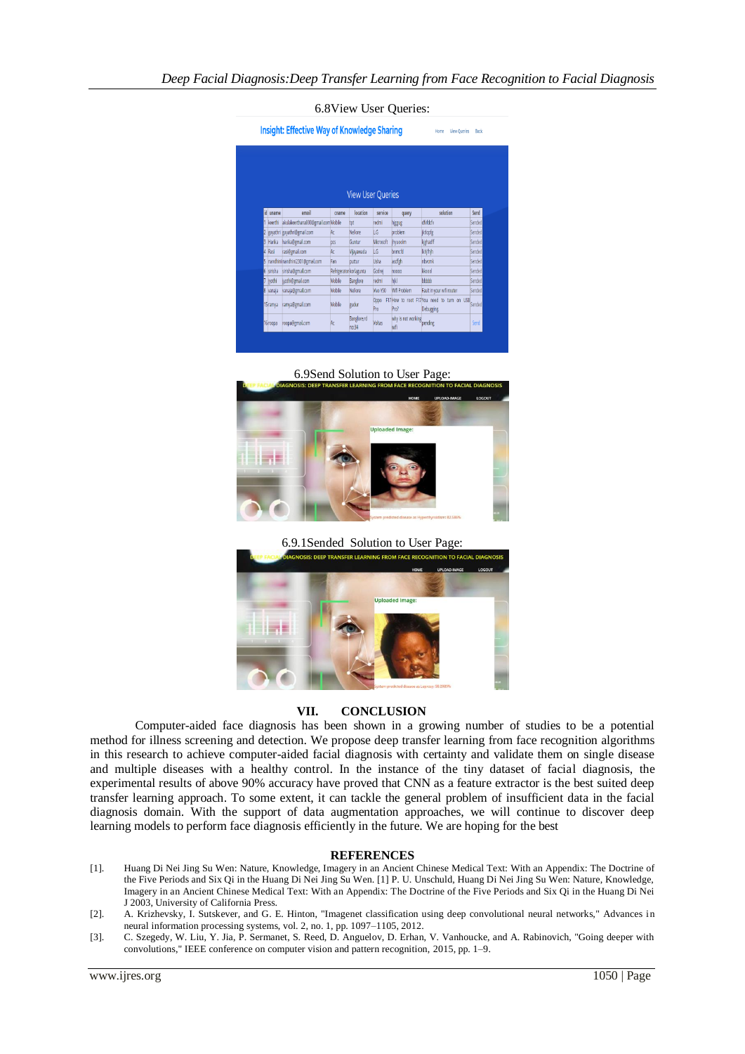6.8View User Queries:

6.9Send Solution to User Page:

6.9.1Sended Solution to User Page:

## VII. CONCLUSION

Computer-aided face diagnosis has been shown in a growing number of studies to be a potential method for illness screening and detection. We propose deep transfer learning from face recognition algorithms in this research to achieve computer-aided facial diagnosis with certainty and validate them on single disease and multiple diseases with a healthy control. In the instance of the tiny dataset of facial diagnosis, the experimental results of above 90% accuracy have proved that CNN as a feature extractor is the best suited deep transfer learning approach. To some extent, it can tackle the general problem of insufficient data in the facial diagnosis domain. With the support of data augmentation approaches, we will continue to discover deep learning models to perform face diagnosis efficiently in the future. We are hoping for the best

## REFERENCES

[1]. Huang Di Nei Jing Su Wen: Nature, Knowledge, Imagery in an Ancient Chinese Medical Text: With an Appendix: The Doctrine of the Five Periods and Six Qi in the Huang Di Nei Jing Su Wen. [1] P. U. Unschuld, Huang Di Nei Jing Su Wen: Nature, Knowledge, Imagery in an Ancient Chinese Medical Text: With an Appendix: The Doctrine of the Five Periods and Six Qi in the Huang Di Nei J 2003, University of California Press.

[2]. A. Krizhevsky, I. Sutskever, and G. E. Hinton, "Imagenet classification using deep convolutional neural networks," Advances in neural information processing systems, vol. 2, no. 1, pp. 1097–1105, 2012.

[3]. C. Szegedy, W. Liu, Y. Jia, P. Sermanet, S. Reed, D. Anguelov, D. Erhan, V. Vanhoucke, and A. Rabinovich, "Going deeper with convolutions," IEEE conference on computer vision and pattern recognition, 2015, pp. 1–9.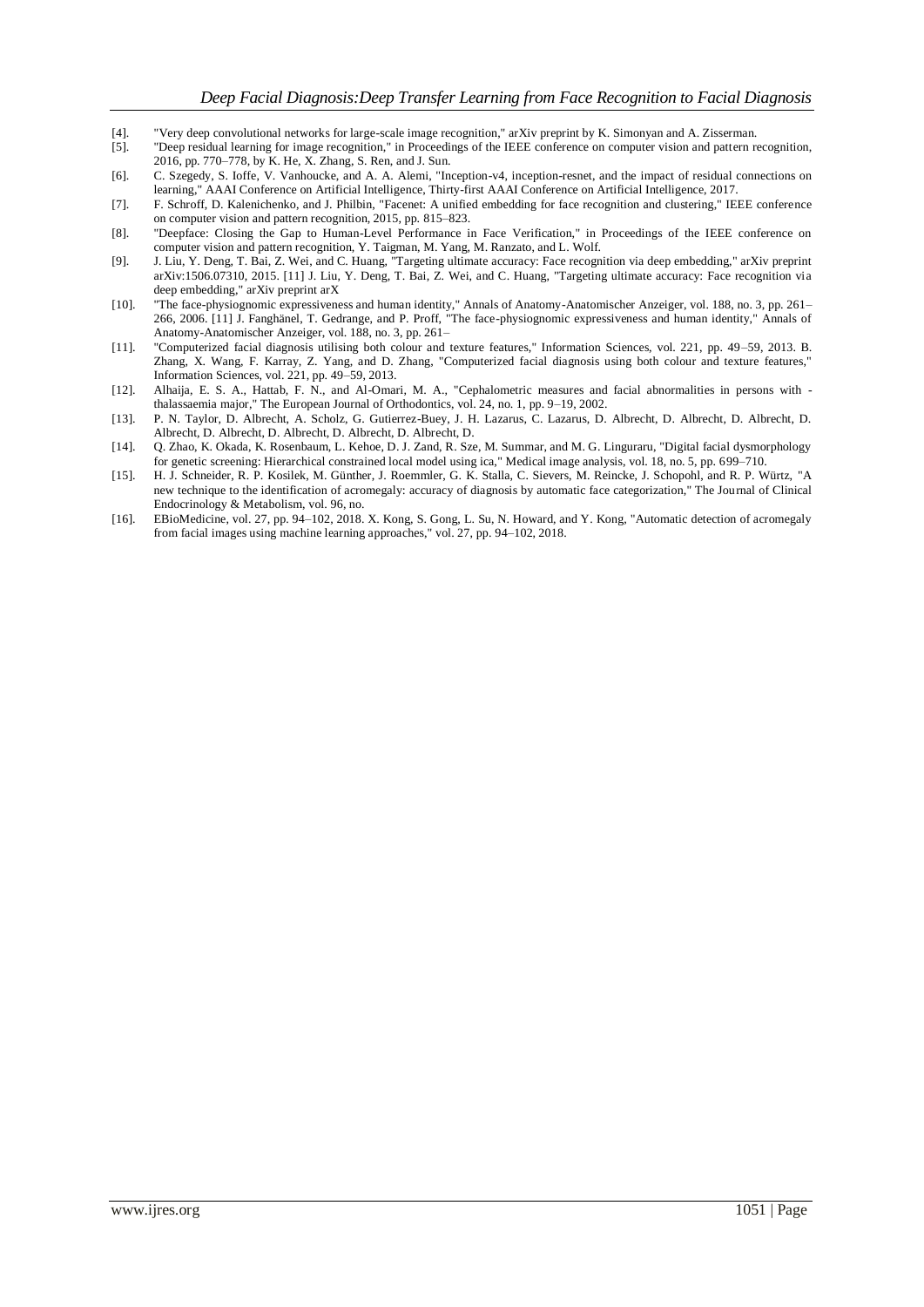[4]. "Very deep convolutional networks for large-scale image recognition," arXiv preprint by K. Simonyan and A. Zisserman.

[5]. "Deep residual learning for image recognition," in Proceedings of the IEEE conference on computer vision and pattern recognition, 2016, pp. 770–778, by K. He, X. Zhang, S. Ren, and J. Sun.

[6]. C. Szegedy, S. Ioffe, V. Vanhoucke, and A. A. Alemi, "Inception-v4, inception-resnet, and the impact of residual connections on learning," AAAI Conference on Artificial Intelligence, Thirty-first AAAI Conference on Artificial Intelligence, 2017.

[7]. F. Schroff, D. Kalenichenko, and J. Philbin, "Facenet: A unified embedding for face recognition and clustering," IEEE conference on computer vision and pattern recognition, 2015, pp. 815–823.

[8]. "Deepface: Closing the Gap to Human-Level Performance in Face Verification," in Proceedings of the IEEE conference on computer vision and pattern recognition, Y. Taigman, M. Yang, M. Ranzato, and L. Wolf.

[9]. J. Liu, Y. Deng, T. Bai, Z. Wei, and C. Huang, "Targeting ultimate accuracy: Face recognition via deep embedding," arXiv preprint arXiv:1506.07310, 2015. [11] J. Liu, Y. Deng, T. Bai, Z. Wei, and C. Huang, "Targeting ultimate accuracy: Face recognition via deep embedding," arXiv preprint arX

[10]. "The face-physiognomic expressiveness and human identity," Annals of Anatomy-Anatomischer Anzeiger, vol. 188, no. 3, pp. 261–266, 2006. [11] J. Fanghänel, T. Gedrange, and P. Proff, "The face-physiognomic expressiveness and human identity," Annals of Anatomy-Anatomischer Anzeiger, vol. 188, no. 3, pp. 261–

[11]. "Computerized facial diagnosis utilising both colour and texture features," Information Sciences, vol. 221, pp. 49–59, 2013. B. Zhang, X. Wang, F. Karray, Z. Yang, and D. Zhang, "Computerized facial diagnosis using both colour and texture features," Information Sciences, vol. 221, pp. 49–59, 2013.

[12]. Alhaija, E. S. A., Hattab, F. N., and Al-Omari, M. A., "Cephalometric measures and facial abnormalities in persons with -thalassaemia major," The European Journal of Orthodontics, vol. 24, no. 1, pp. 9–19, 2002.

[13]. P. N. Taylor, D. Albrecht, A. Scholz, G. Gutierrez-Buey, J. H. Lazarus, C. Lazarus, D. Albrecht, D. Albrecht, D. Albrecht, D. Albrecht, D. Albrecht, D. Albrecht, D. Albrecht, D. Albrecht, D.

[14]. Q. Zhao, K. Okada, K. Rosenbaum, L. Kehoe, D. J. Zand, R. Sze, M. Summar, and M. G. Linguraru, "Digital facial dysmorphology for genetic screening: Hierarchical constrained local model using ica," Medical image analysis, vol. 18, no. 5, pp. 699–710.

[15]. H. J. Schneider, R. P. Kosilek, M. Günther, J. Roemmler, G. K. Stalla, C. Sievers, M. Reincke, J. Schopohl, and R. P. Würtz, "A new technique to the identification of acromegaly: accuracy of diagnosis by automatic face categorization," The Journal of Clinical Endocrinology & Metabolism, vol. 96, no.

[16]. EBioMedicine, vol. 27, pp. 94–102, 2018. X. Kong, S. Gong, L. Su, N. Howard, and Y. Kong, "Automatic detection of acromegaly from facial images using machine learning approaches," vol. 27, pp. 94–102, 2018.